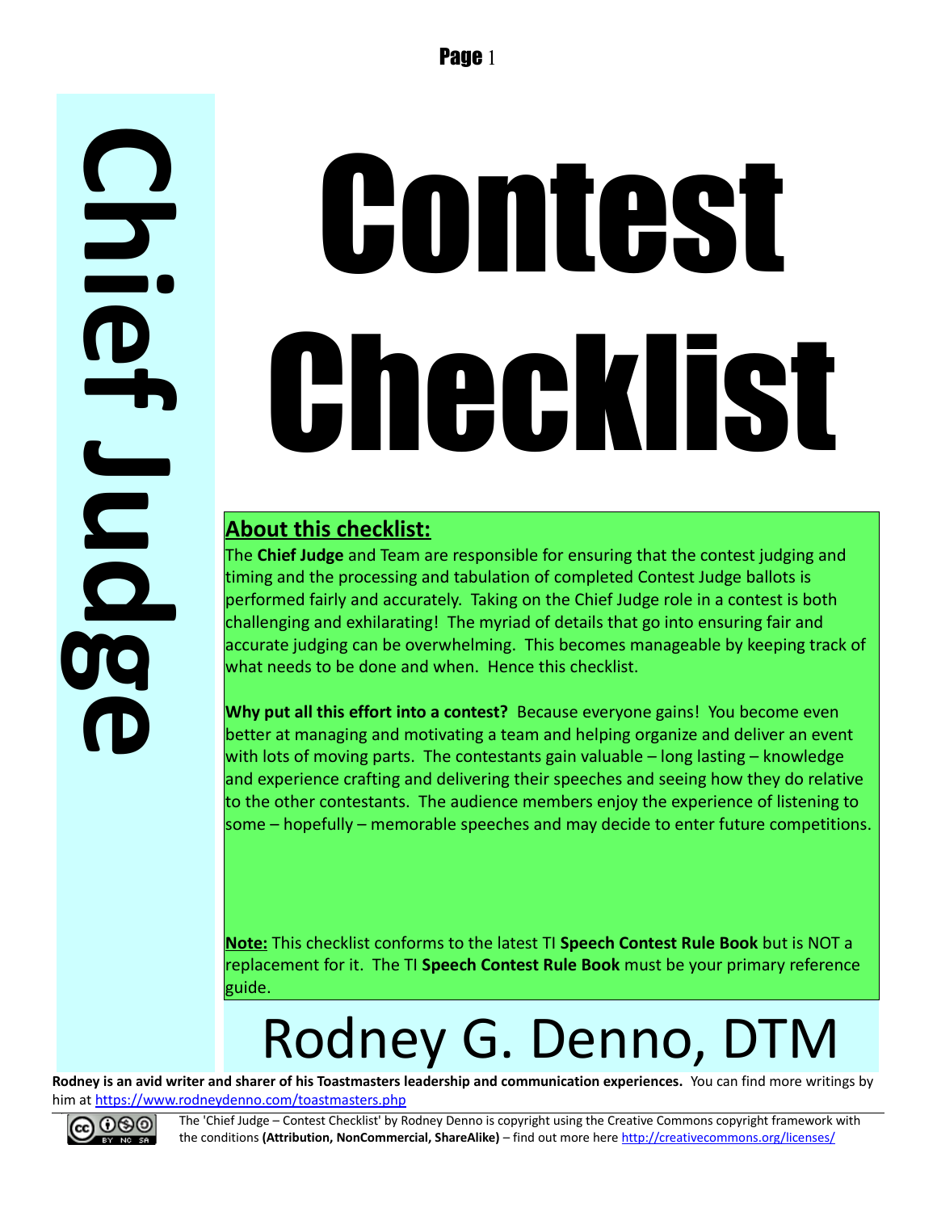# Chief Judge

# Contest Checklist

## About this checklist:

The **Chief Judge** and Team are responsible for ensuring that the contest judging and timing and the processing and tabulation of completed Contest Judge ballots is performed fairly and accurately. Taking on the Chief Judge role in a contest is both challenging and exhilarating! The myriad of details that go into ensuring fair and accurate judging can be overwhelming. This becomes manageable by keeping track of what needs to be done and when. Hence this checklist.

**Why put all this effort into a contest?** Because everyone gains! You become even better at managing and motivating a team and helping organize and deliver an event with lots of moving parts. The contestants gain valuable – long lasting – knowledge and experience crafting and delivering their speeches and seeing how they do relative to the other contestants. The audience members enjoy the experience of listening to some – hopefully – memorable speeches and may decide to enter future competitions.

**Note:** This checklist conforms to the latest TI **Speech Contest Rule Book** but is NOT a replacement for it. The TI **Speech Contest Rule Book** must be your primary reference guide.

Rodney G. Denno, DTM

**Rodney is an avid writer and sharer of his Toastmasters leadership and communication experiences.** You can find more writings by him at https://www.rodneydenno.com/toastmasters.php

The 'Chief Judge – Contest Checklist' by Rodney Denno is copyright using the Creative Commons copyright framework with the conditions **(Attribution, NonCommercial, ShareAlike)** – find out more here http://creativecommons.org/licenses/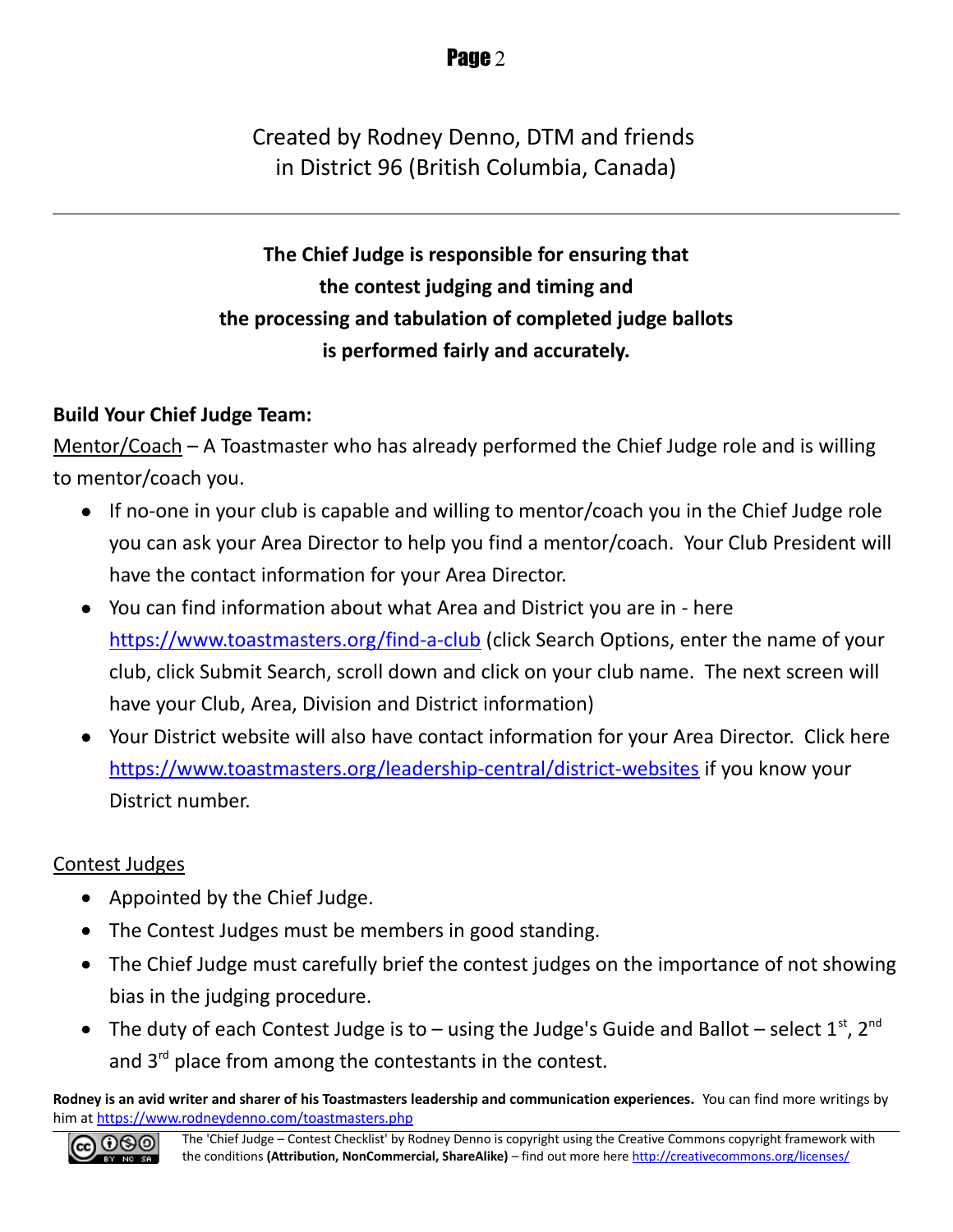Created by Rodney Denno, DTM and friends in District 96 (British Columbia, Canada)

---

**The Chief Judge is responsible for ensuring that the contest judging and timing and the processing and tabulation of completed judge ballots is performed fairly and accurately.**

**Build Your Chief Judge Team:**

Mentor/Coach – A Toastmaster who has already performed the Chief Judge role and is willing to mentor/coach you.

- If no-one in your club is capable and willing to mentor/coach you in the Chief Judge role you can ask your Area Director to help you find a mentor/coach. Your Club President will have the contact information for your Area Director.
- You can find information about what Area and District you are in - here https://www.toastmasters.org/find-a-club (click Search Options, enter the name of your club, click Submit Search, scroll down and click on your club name. The next screen will have your Club, Area, Division and District information)
- Your District website will also have contact information for your Area Director. Click here https://www.toastmasters.org/leadership-central/district-websites if you know your District number.

Contest Judges

- Appointed by the Chief Judge.
- The Contest Judges must be members in good standing.
- The Chief Judge must carefully brief the contest judges on the importance of not showing bias in the judging procedure.
- The duty of each Contest Judge is to – using the Judge's Guide and Ballot – select 1st, 2nd and 3rd place from among the contestants in the contest.

**Rodney is an avid writer and sharer of his Toastmasters leadership and communication experiences.** You can find more writings by him at https://www.rodneydenno.com/toastmasters.php

The 'Chief Judge – Contest Checklist' by Rodney Denno is copyright using the Creative Commons copyright framework with the conditions **(Attribution, NonCommercial, ShareAlike)** – find out more here http://creativecommons.org/licenses/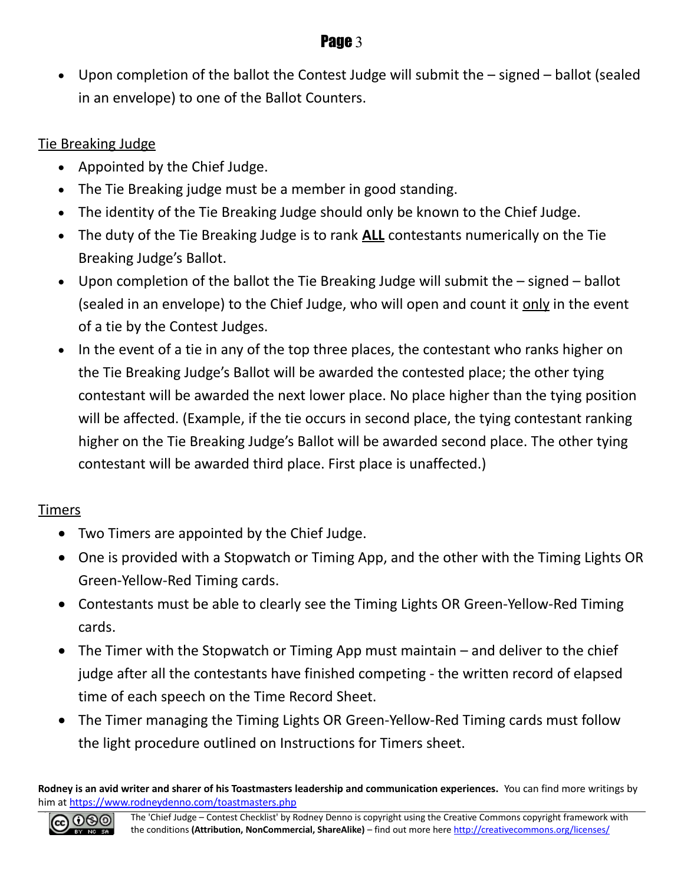- Upon completion of the ballot the Contest Judge will submit the – signed – ballot (sealed in an envelope) to one of the Ballot Counters.

<u>Tie Breaking Judge</u>

- Appointed by the Chief Judge.
- The Tie Breaking judge must be a member in good standing.
- The identity of the Tie Breaking Judge should only be known to the Chief Judge.
- The duty of the Tie Breaking Judge is to rank **<u>ALL</u>** contestants numerically on the Tie Breaking Judge's Ballot.
- Upon completion of the ballot the Tie Breaking Judge will submit the – signed – ballot (sealed in an envelope) to the Chief Judge, who will open and count it <u>only</u> in the event of a tie by the Contest Judges.
- In the event of a tie in any of the top three places, the contestant who ranks higher on the Tie Breaking Judge's Ballot will be awarded the contested place; the other tying contestant will be awarded the next lower place. No place higher than the tying position will be affected. (Example, if the tie occurs in second place, the tying contestant ranking higher on the Tie Breaking Judge's Ballot will be awarded second place. The other tying contestant will be awarded third place. First place is unaffected.)

<u>Timers</u>

- Two Timers are appointed by the Chief Judge.
- One is provided with a Stopwatch or Timing App, and the other with the Timing Lights OR Green-Yellow-Red Timing cards.
- Contestants must be able to clearly see the Timing Lights OR Green-Yellow-Red Timing cards.
- The Timer with the Stopwatch or Timing App must maintain – and deliver to the chief judge after all the contestants have finished competing - the written record of elapsed time of each speech on the Time Record Sheet.
- The Timer managing the Timing Lights OR Green-Yellow-Red Timing cards must follow the light procedure outlined on Instructions for Timers sheet.

**Rodney is an avid writer and sharer of his Toastmasters leadership and communication experiences.** You can find more writings by him at https://www.rodneydenno.com/toastmasters.php

The 'Chief Judge – Contest Checklist' by Rodney Denno is copyright using the Creative Commons copyright framework with the conditions **(Attribution, NonCommercial, ShareAlike)** – find out more here http://creativecommons.org/licenses/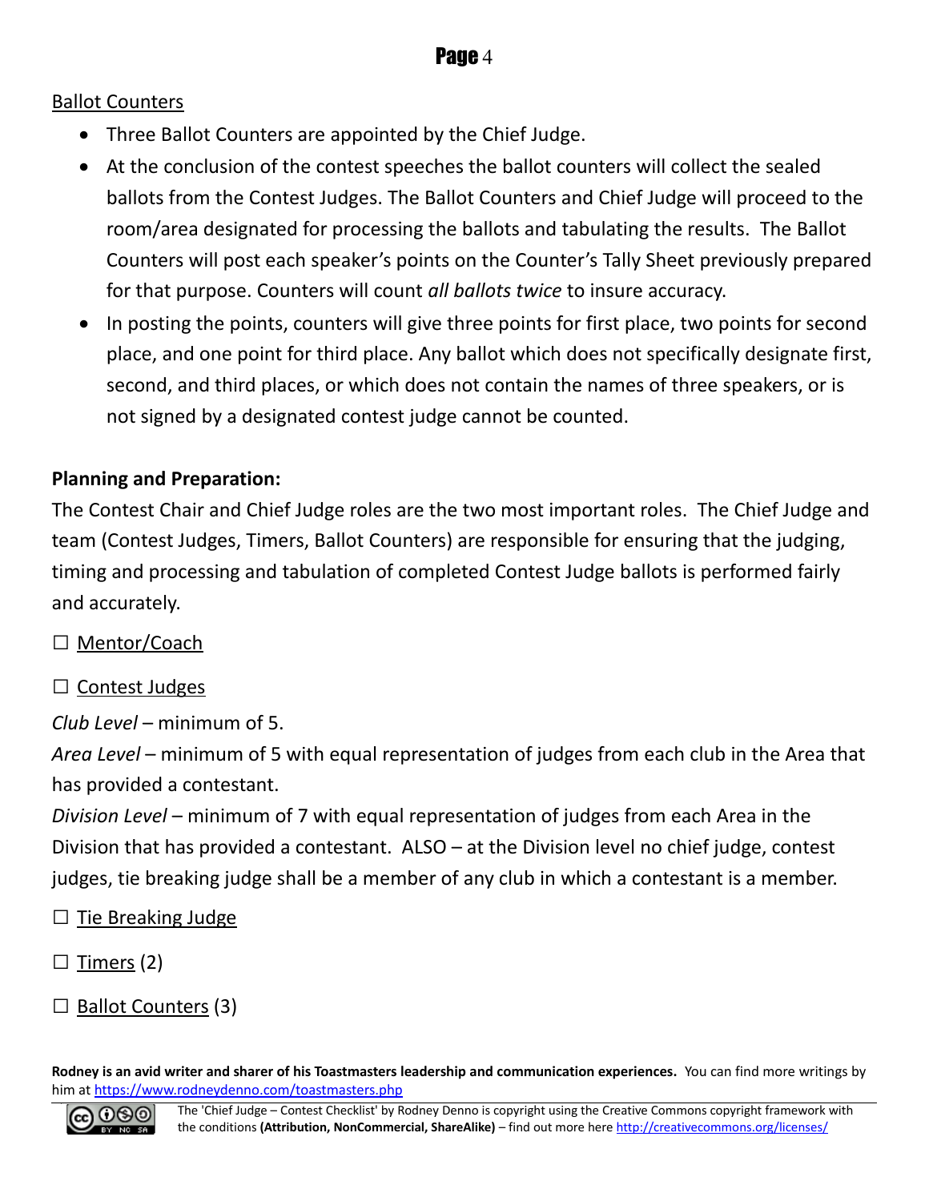<u>Ballot Counters</u>

- Three Ballot Counters are appointed by the Chief Judge.
- At the conclusion of the contest speeches the ballot counters will collect the sealed ballots from the Contest Judges. The Ballot Counters and Chief Judge will proceed to the room/area designated for processing the ballots and tabulating the results. The Ballot Counters will post each speaker's points on the Counter's Tally Sheet previously prepared for that purpose. Counters will count *all ballots twice* to insure accuracy.
- In posting the points, counters will give three points for first place, two points for second place, and one point for third place. Any ballot which does not specifically designate first, second, and third places, or which does not contain the names of three speakers, or is not signed by a designated contest judge cannot be counted.

**Planning and Preparation:**

The Contest Chair and Chief Judge roles are the two most important roles. The Chief Judge and team (Contest Judges, Timers, Ballot Counters) are responsible for ensuring that the judging, timing and processing and tabulation of completed Contest Judge ballots is performed fairly and accurately.

☐ <u>Mentor/Coach</u>

☐ <u>Contest Judges</u>

*Club Level* – minimum of 5.
*Area Level* – minimum of 5 with equal representation of judges from each club in the Area that has provided a contestant.
*Division Level* – minimum of 7 with equal representation of judges from each Area in the Division that has provided a contestant. ALSO – at the Division level no chief judge, contest judges, tie breaking judge shall be a member of any club in which a contestant is a member.

☐ <u>Tie Breaking Judge</u>

☐ <u>Timers</u> (2)

☐ <u>Ballot Counters</u> (3)

**Rodney is an avid writer and sharer of his Toastmasters leadership and communication experiences.** You can find more writings by him at https://www.rodneydenno.com/toastmasters.php

The 'Chief Judge – Contest Checklist' by Rodney Denno is copyright using the Creative Commons copyright framework with the conditions **(Attribution, NonCommercial, ShareAlike)** – find out more here http://creativecommons.org/licenses/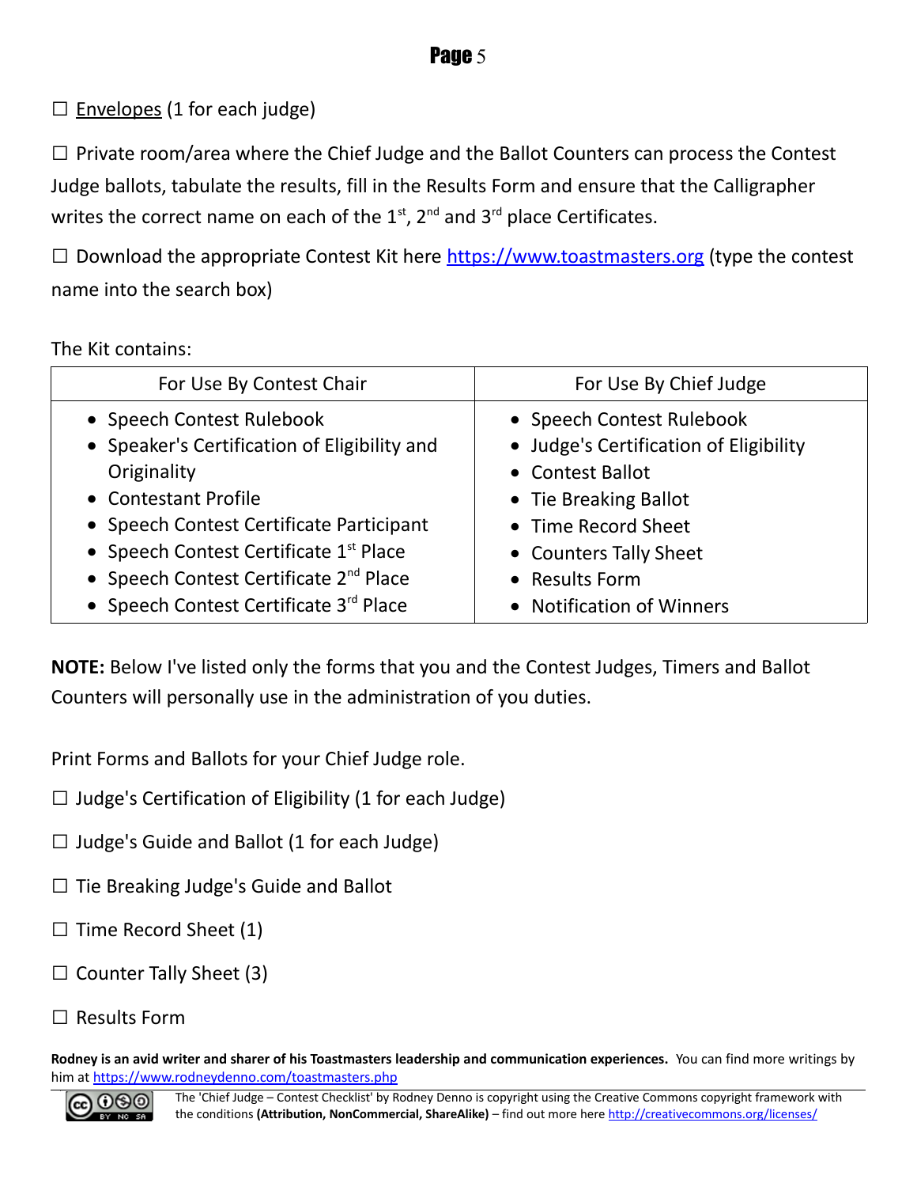☐ Envelopes (1 for each judge)

☐ Private room/area where the Chief Judge and the Ballot Counters can process the Contest Judge ballots, tabulate the results, fill in the Results Form and ensure that the Calligrapher writes the correct name on each of the 1st, 2nd and 3rd place Certificates.

☐ Download the appropriate Contest Kit here https://www.toastmasters.org (type the contest name into the search box)

The Kit contains:

| For Use By Contest Chair | For Use By Chief Judge |
|---|---|
| • Speech Contest Rulebook<br>• Speaker's Certification of Eligibility and Originality<br>• Contestant Profile<br>• Speech Contest Certificate Participant<br>• Speech Contest Certificate 1st Place<br>• Speech Contest Certificate 2nd Place<br>• Speech Contest Certificate 3rd Place | • Speech Contest Rulebook<br>• Judge's Certification of Eligibility<br>• Contest Ballot<br>• Tie Breaking Ballot<br>• Time Record Sheet<br>• Counters Tally Sheet<br>• Results Form<br>• Notification of Winners |

**NOTE:** Below I've listed only the forms that you and the Contest Judges, Timers and Ballot Counters will personally use in the administration of you duties.

Print Forms and Ballots for your Chief Judge role.

☐ Judge's Certification of Eligibility (1 for each Judge)

☐ Judge's Guide and Ballot (1 for each Judge)

☐ Tie Breaking Judge's Guide and Ballot

☐ Time Record Sheet (1)

☐ Counter Tally Sheet (3)

☐ Results Form

**Rodney is an avid writer and sharer of his Toastmasters leadership and communication experiences.** You can find more writings by him at https://www.rodneydenno.com/toastmasters.php

The 'Chief Judge – Contest Checklist' by Rodney Denno is copyright using the Creative Commons copyright framework with the conditions **(Attribution, NonCommercial, ShareAlike)** – find out more here http://creativecommons.org/licenses/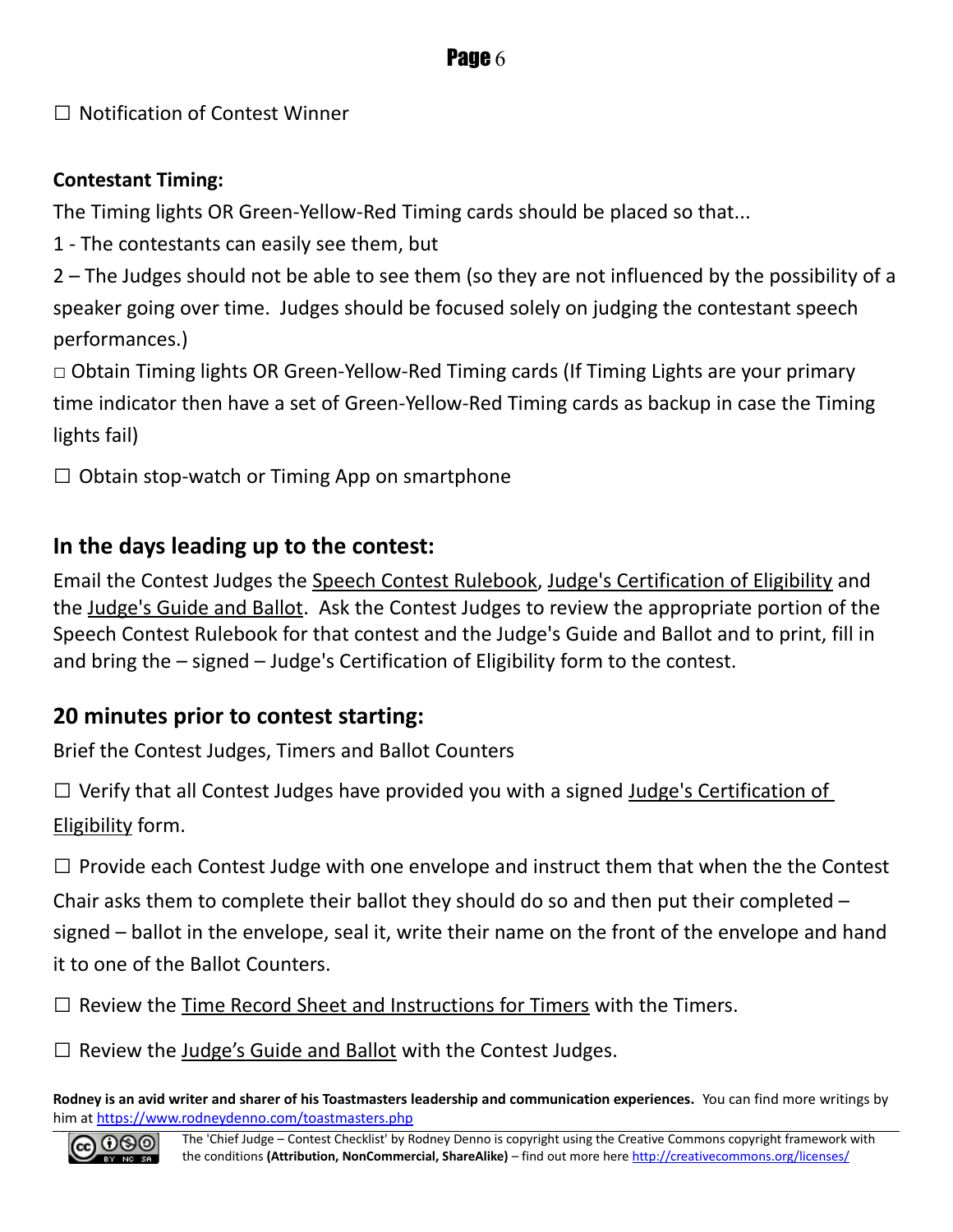☐ Notification of Contest Winner

**Contestant Timing:**

The Timing lights OR Green-Yellow-Red Timing cards should be placed so that...

1 - The contestants can easily see them, but

2 – The Judges should not be able to see them (so they are not influenced by the possibility of a speaker going over time. Judges should be focused solely on judging the contestant speech performances.)

□ Obtain Timing lights OR Green-Yellow-Red Timing cards (If Timing Lights are your primary time indicator then have a set of Green-Yellow-Red Timing cards as backup in case the Timing lights fail)

☐ Obtain stop-watch or Timing App on smartphone

## In the days leading up to the contest:

Email the Contest Judges the Speech Contest Rulebook, Judge's Certification of Eligibility and the Judge's Guide and Ballot. Ask the Contest Judges to review the appropriate portion of the Speech Contest Rulebook for that contest and the Judge's Guide and Ballot and to print, fill in and bring the – signed – Judge's Certification of Eligibility form to the contest.

## 20 minutes prior to contest starting:

Brief the Contest Judges, Timers and Ballot Counters

☐ Verify that all Contest Judges have provided you with a signed Judge's Certification of Eligibility form.

☐ Provide each Contest Judge with one envelope and instruct them that when the the Contest Chair asks them to complete their ballot they should do so and then put their completed – signed – ballot in the envelope, seal it, write their name on the front of the envelope and hand it to one of the Ballot Counters.

☐ Review the Time Record Sheet and Instructions for Timers with the Timers.

☐ Review the Judge's Guide and Ballot with the Contest Judges.

**Rodney is an avid writer and sharer of his Toastmasters leadership and communication experiences.** You can find more writings by him at https://www.rodneydenno.com/toastmasters.php

The 'Chief Judge – Contest Checklist' by Rodney Denno is copyright using the Creative Commons copyright framework with the conditions **(Attribution, NonCommercial, ShareAlike)** – find out more here http://creativecommons.org/licenses/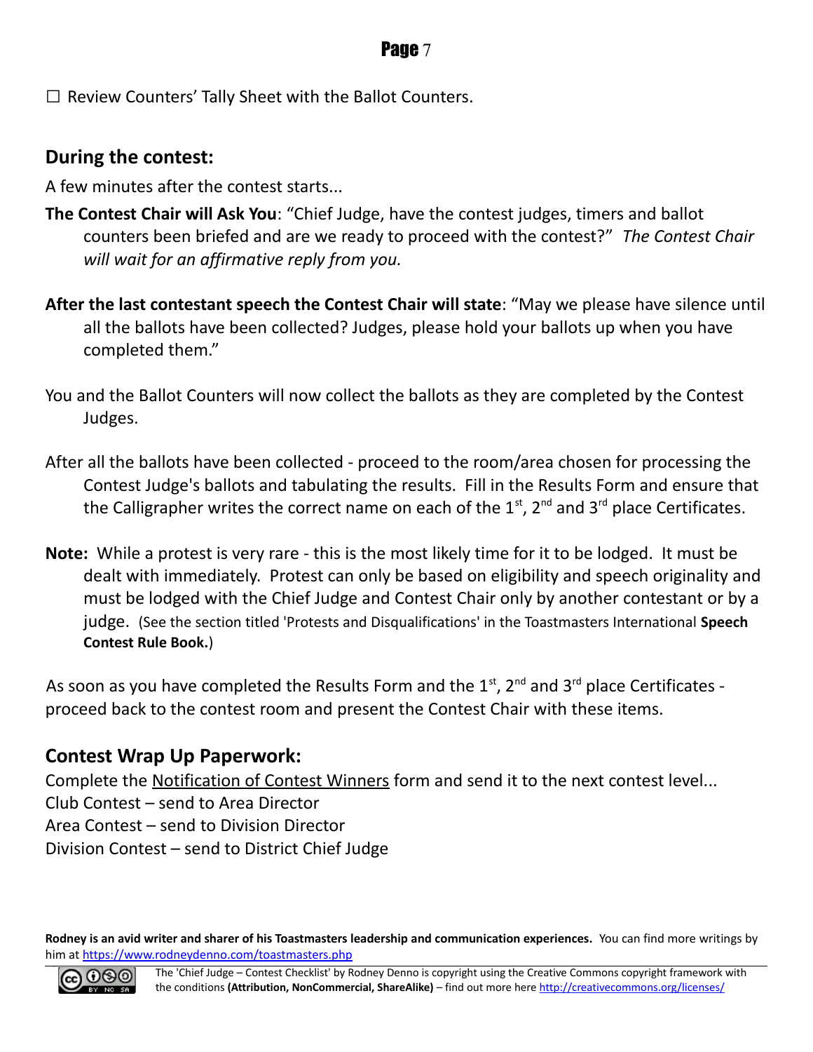☐ Review Counters' Tally Sheet with the Ballot Counters.

## During the contest:

A few minutes after the contest starts...

**The Contest Chair will Ask You**: "Chief Judge, have the contest judges, timers and ballot counters been briefed and are we ready to proceed with the contest?" *The Contest Chair will wait for an affirmative reply from you.*

**After the last contestant speech the Contest Chair will state**: "May we please have silence until all the ballots have been collected? Judges, please hold your ballots up when you have completed them."

You and the Ballot Counters will now collect the ballots as they are completed by the Contest Judges.

After all the ballots have been collected - proceed to the room/area chosen for processing the Contest Judge's ballots and tabulating the results. Fill in the Results Form and ensure that the Calligrapher writes the correct name on each of the 1st, 2nd and 3rd place Certificates.

**Note:** While a protest is very rare - this is the most likely time for it to be lodged. It must be dealt with immediately. Protest can only be based on eligibility and speech originality and must be lodged with the Chief Judge and Contest Chair only by another contestant or by a judge. (See the section titled 'Protests and Disqualifications' in the Toastmasters International **Speech Contest Rule Book.**)

As soon as you have completed the Results Form and the 1st, 2nd and 3rd place Certificates - proceed back to the contest room and present the Contest Chair with these items.

## Contest Wrap Up Paperwork:

Complete the Notification of Contest Winners form and send it to the next contest level...
Club Contest – send to Area Director
Area Contest – send to Division Director
Division Contest – send to District Chief Judge

**Rodney is an avid writer and sharer of his Toastmasters leadership and communication experiences.** You can find more writings by him at https://www.rodneydenno.com/toastmasters.php

The 'Chief Judge – Contest Checklist' by Rodney Denno is copyright using the Creative Commons copyright framework with the conditions **(Attribution, NonCommercial, ShareAlike)** – find out more here http://creativecommons.org/licenses/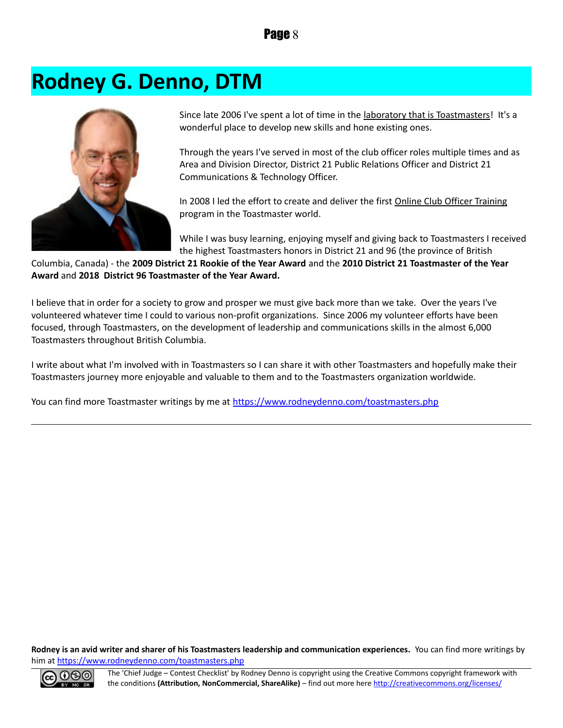# Rodney G. Denno, DTM

Since late 2006 I've spent a lot of time in the laboratory that is Toastmasters! It's a wonderful place to develop new skills and hone existing ones.

Through the years I've served in most of the club officer roles multiple times and as Area and Division Director, District 21 Public Relations Officer and District 21 Communications & Technology Officer.

In 2008 I led the effort to create and deliver the first Online Club Officer Training program in the Toastmaster world.

While I was busy learning, enjoying myself and giving back to Toastmasters I received the highest Toastmasters honors in District 21 and 96 (the province of British Columbia, Canada) - the **2009 District 21 Rookie of the Year Award** and the **2010 District 21 Toastmaster of the Year Award** and **2018 District 96 Toastmaster of the Year Award.**

I believe that in order for a society to grow and prosper we must give back more than we take. Over the years I've volunteered whatever time I could to various non-profit organizations. Since 2006 my volunteer efforts have been focused, through Toastmasters, on the development of leadership and communications skills in the almost 6,000 Toastmasters throughout British Columbia.

I write about what I'm involved with in Toastmasters so I can share it with other Toastmasters and hopefully make their Toastmasters journey more enjoyable and valuable to them and to the Toastmasters organization worldwide.

You can find more Toastmaster writings by me at https://www.rodneydenno.com/toastmasters.php

---

**Rodney is an avid writer and sharer of his Toastmasters leadership and communication experiences.** You can find more writings by him at https://www.rodneydenno.com/toastmasters.php

The 'Chief Judge – Contest Checklist' by Rodney Denno is copyright using the Creative Commons copyright framework with the conditions **(Attribution, NonCommercial, ShareAlike)** – find out more here http://creativecommons.org/licenses/